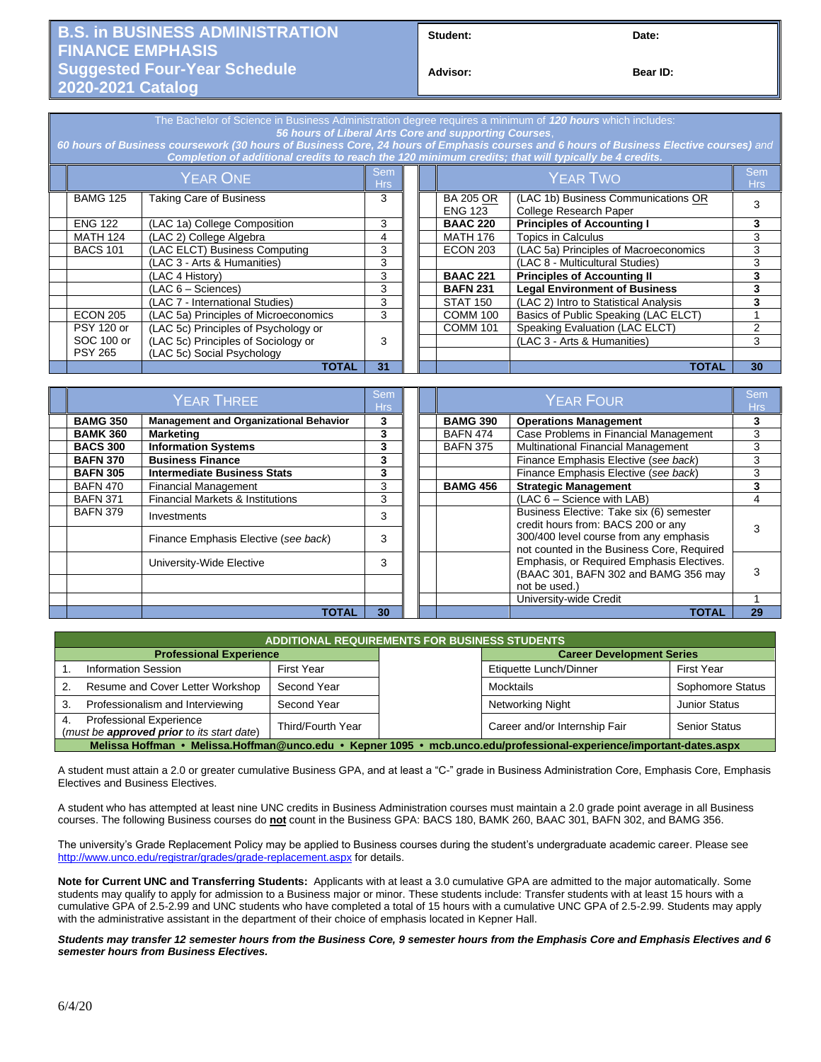# B.S. in BUSINESS ADMINISTRATION FINANCE EMPHASIS Suggested Four-Year Schedule 2020-2021 Catalog

**Student:** | **Date:**

**Advisor:** | **Bear ID:**

The Bachelor of Science in Business Administration degree requires a minimum of ***120 hours*** which includes:
***56 hours of Liberal Arts Core and supporting Courses***,
***60 hours of Business coursework (30 hours of Business Core, 24 hours of Emphasis courses and 6 hours of Business Elective courses)*** *and*
***Completion of additional credits to reach the 120 minimum credits; that will typically be 4 credits.***

| YEAR ONE | | Sem Hrs | YEAR TWO | | Sem Hrs |
|---|---|---|---|---|---|
| BAMG 125 | Taking Care of Business | 3 | BA 205 OR ENG 123 | (LAC 1b) Business Communications OR College Research Paper | 3 |
| ENG 122 | (LAC 1a) College Composition | 3 | **BAAC 220** | **Principles of Accounting I** | **3** |
| MATH 124 | (LAC 2) College Algebra | 4 | MATH 176 | Topics in Calculus | 3 |
| BACS 101 | (LAC ELCT) Business Computing | 3 | ECON 203 | (LAC 5a) Principles of Macroeconomics | 3 |
| | (LAC 3 - Arts & Humanities) | 3 | | (LAC 8 - Multicultural Studies) | 3 |
| | (LAC 4 History) | 3 | **BAAC 221** | **Principles of Accounting II** | **3** |
| | (LAC 6 – Sciences) | 3 | **BAFN 231** | **Legal Environment of Business** | **3** |
| | (LAC 7 - International Studies) | 3 | STAT 150 | (LAC 2) Intro to Statistical Analysis | 3 |
| ECON 205 | (LAC 5a) Principles of Microeconomics | 3 | COMM 100 | Basics of Public Speaking (LAC ELCT) | 1 |
| PSY 120 or SOC 100 or PSY 265 | (LAC 5c) Principles of Psychology or (LAC 5c) Principles of Sociology or (LAC 5c) Social Psychology | 3 | COMM 101 | Speaking Evaluation (LAC ELCT) | 2 |
| | | | | (LAC 3 - Arts & Humanities) | 3 |
| | **TOTAL** | **31** | | **TOTAL** | **30** |

| YEAR THREE | | Sem Hrs | YEAR FOUR | | Sem Hrs |
|---|---|---|---|---|---|
| **BAMG 350** | **Management and Organizational Behavior** | **3** | **BAMG 390** | **Operations Management** | **3** |
| **BAMK 360** | **Marketing** | **3** | BAFN 474 | Case Problems in Financial Management | 3 |
| **BACS 300** | **Information Systems** | **3** | BAFN 375 | Multinational Financial Management | 3 |
| **BAFN 370** | **Business Finance** | **3** | | Finance Emphasis Elective (*see back*) | 3 |
| **BAFN 305** | **Intermediate Business Stats** | **3** | | Finance Emphasis Elective (*see back*) | 3 |
| BAFN 470 | Financial Management | 3 | **BAMG 456** | **Strategic Management** | **3** |
| BAFN 371 | Financial Markets & Institutions | 3 | | (LAC 6 – Science with LAB) | 4 |
| BAFN 379 | Investments | 3 | | Business Elective: Take six (6) semester credit hours from: BACS 200 or any 300/400 level course from any emphasis not counted in the Business Core, Required | 3 |
| | Finance Emphasis Elective (*see back*) | 3 | | Emphasis, or Required Emphasis Electives. (BAAC 301, BAFN 302 and BAMG 356 may not be used.) | 3 |
| | University-Wide Elective | 3 | | | |
| | | | | University-wide Credit | 1 |
| | **TOTAL** | **30** | | **TOTAL** | **29** |

| ADDITIONAL REQUIREMENTS FOR BUSINESS STUDENTS | | | |
|---|---|---|---|
| **Professional Experience** | | **Career Development Series** | |
| 1. Information Session | First Year | Etiquette Lunch/Dinner | First Year |
| 2. Resume and Cover Letter Workshop | Second Year | Mocktails | Sophomore Status |
| 3. Professionalism and Interviewing | Second Year | Networking Night | Junior Status |
| 4. Professional Experience (*must be **approved prior** to its start date*) | Third/Fourth Year | Career and/or Internship Fair | Senior Status |
| **Melissa Hoffman • Melissa.Hoffman@unco.edu • Kepner 1095 • mcb.unco.edu/professional-experience/important-dates.aspx** | | | |

A student must attain a 2.0 or greater cumulative Business GPA, and at least a "C-" grade in Business Administration Core, Emphasis Core, Emphasis Electives and Business Electives.

A student who has attempted at least nine UNC credits in Business Administration courses must maintain a 2.0 grade point average in all Business courses. The following Business courses do **not** count in the Business GPA: BACS 180, BAMK 260, BAAC 301, BAFN 302, and BAMG 356.

The university's Grade Replacement Policy may be applied to Business courses during the student's undergraduate academic career. Please see http://www.unco.edu/registrar/grades/grade-replacement.aspx for details.

**Note for Current UNC and Transferring Students:** Applicants with at least a 3.0 cumulative GPA are admitted to the major automatically. Some students may qualify to apply for admission to a Business major or minor. These students include: Transfer students with at least 15 hours with a cumulative GPA of 2.5-2.99 and UNC students who have completed a total of 15 hours with a cumulative UNC GPA of 2.5-2.99. Students may apply with the administrative assistant in the department of their choice of emphasis located in Kepner Hall.

***Students may transfer 12 semester hours from the Business Core, 9 semester hours from the Emphasis Core and Emphasis Electives and 6 semester hours from Business Electives.***

6/4/20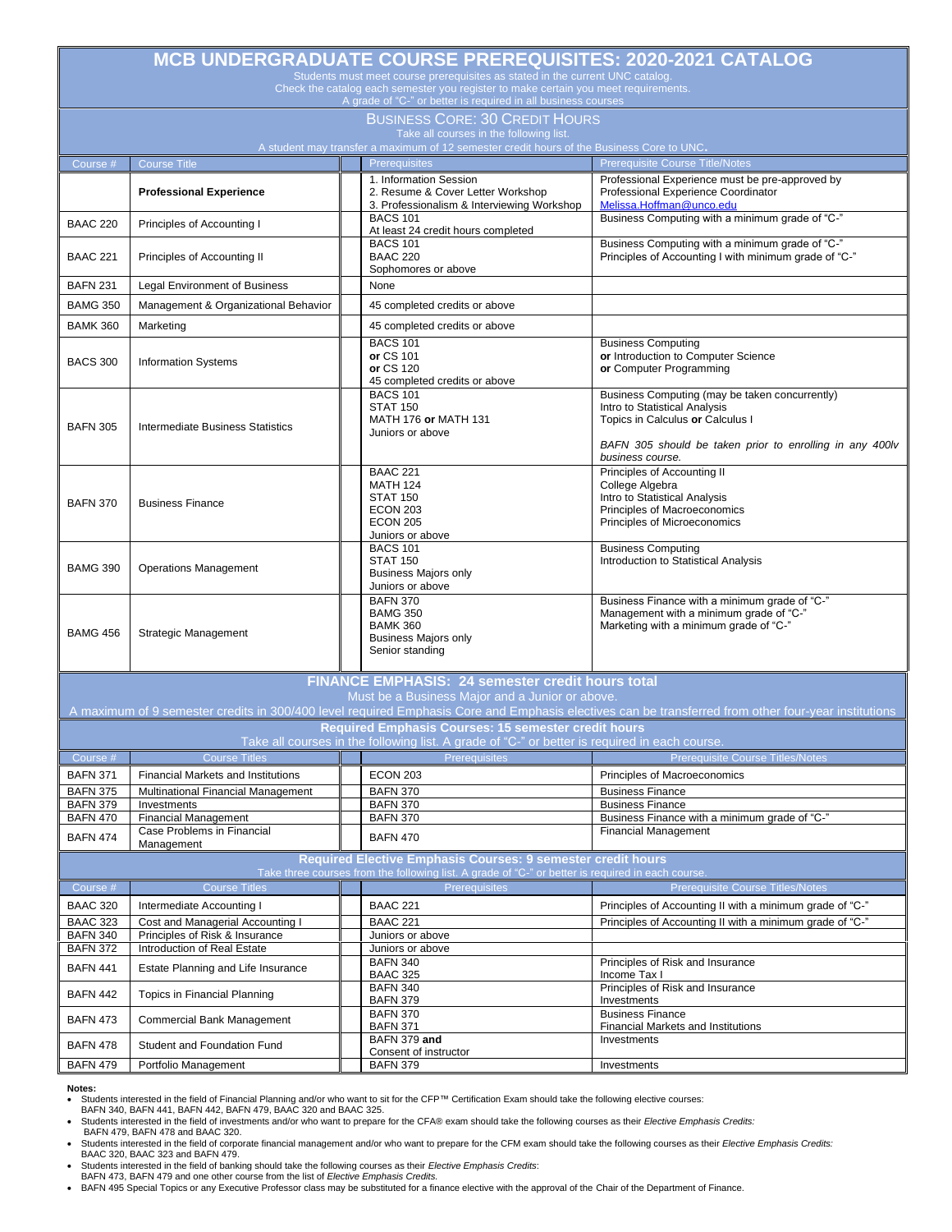# MCB UNDERGRADUATE COURSE PREREQUISITES: 2020-2021 CATALOG

Students must meet course prerequisites as stated in the current UNC catalog.
Check the catalog each semester you register to make certain you meet requirements.
A grade of "C-" or better is required in all business courses

## BUSINESS CORE: 30 CREDIT HOURS

Take all courses in the following list.
A student may transfer a maximum of 12 semester credit hours of the Business Core to UNC.

| Course # | Course Title | Prerequisites | Prerequisite Course Title/Notes |
|---|---|---|---|
| | **Professional Experience** | 1. Information Session<br>2. Resume & Cover Letter Workshop<br>3. Professionalism & Interviewing Workshop | Professional Experience must be pre-approved by Professional Experience Coordinator<br>Melissa.Hoffman@unco.edu |
| BAAC 220 | Principles of Accounting I | BACS 101<br>At least 24 credit hours completed | Business Computing with a minimum grade of "C-" |
| BAAC 221 | Principles of Accounting II | BACS 101<br>BAAC 220<br>Sophomores or above | Business Computing with a minimum grade of "C-"<br>Principles of Accounting I with minimum grade of "C-" |
| BAFN 231 | Legal Environment of Business | None | |
| BAMG 350 | Management & Organizational Behavior | 45 completed credits or above | |
| BAMK 360 | Marketing | 45 completed credits or above | |
| BACS 300 | Information Systems | BACS 101<br>**or** CS 101<br>**or** CS 120<br>45 completed credits or above | Business Computing<br>**or** Introduction to Computer Science<br>**or** Computer Programming |
| BAFN 305 | Intermediate Business Statistics | BACS 101<br>STAT 150<br>MATH 176 **or** MATH 131<br>Juniors or above | Business Computing (may be taken concurrently)<br>Intro to Statistical Analysis<br>Topics in Calculus **or** Calculus I<br>*BAFN 305 should be taken prior to enrolling in any 400lv business course.* |
| BAFN 370 | Business Finance | BAAC 221<br>MATH 124<br>STAT 150<br>ECON 203<br>ECON 205<br>Juniors or above | Principles of Accounting II<br>College Algebra<br>Intro to Statistical Analysis<br>Principles of Macroeconomics<br>Principles of Microeconomics |
| BAMG 390 | Operations Management | BACS 101<br>STAT 150<br>Business Majors only<br>Juniors or above | Business Computing<br>Introduction to Statistical Analysis |
| BAMG 456 | Strategic Management | BAFN 370<br>BAMG 350<br>BAMK 360<br>Business Majors only<br>Senior standing | Business Finance with a minimum grade of "C-"<br>Management with a minimum grade of "C-"<br>Marketing with a minimum grade of "C-" |

## FINANCE EMPHASIS: 24 semester credit hours total

Must be a Business Major and a Junior or above.
A maximum of 9 semester credits in 300/400 level required Emphasis Core and Emphasis electives can be transferred from other four-year institutions

### Required Emphasis Courses: 15 semester credit hours

Take all courses in the following list. A grade of "C-" or better is required in each course.

| Course # | Course Titles | Prerequisites | Prerequisite Course Titles/Notes |
|---|---|---|---|
| BAFN 371 | Financial Markets and Institutions | ECON 203 | Principles of Macroeconomics |
| BAFN 375 | Multinational Financial Management | BAFN 370 | Business Finance |
| BAFN 379 | Investments | BAFN 370 | Business Finance |
| BAFN 470 | Financial Management | BAFN 370 | Business Finance with a minimum grade of "C-" |
| BAFN 474 | Case Problems in Financial Management | BAFN 470 | Financial Management |

### Required Elective Emphasis Courses: 9 semester credit hours

Take three courses from the following list. A grade of "C-" or better is required in each course.

| Course # | Course Titles | Prerequisites | Prerequisite Course Titles/Notes |
|---|---|---|---|
| BAAC 320 | Intermediate Accounting I | BAAC 221 | Principles of Accounting II with a minimum grade of "C-" |
| BAAC 323 | Cost and Managerial Accounting I | BAAC 221 | Principles of Accounting II with a minimum grade of "C-" |
| BAFN 340 | Principles of Risk & Insurance | Juniors or above | |
| BAFN 372 | Introduction of Real Estate | Juniors or above | |
| BAFN 441 | Estate Planning and Life Insurance | BAFN 340<br>BAAC 325 | Principles of Risk and Insurance<br>Income Tax I |
| BAFN 442 | Topics in Financial Planning | BAFN 340<br>BAFN 379 | Principles of Risk and Insurance<br>Investments |
| BAFN 473 | Commercial Bank Management | BAFN 370<br>BAFN 371 | Business Finance<br>Financial Markets and Institutions |
| BAFN 478 | Student and Foundation Fund | BAFN 379 **and**<br>Consent of instructor | Investments |
| BAFN 479 | Portfolio Management | BAFN 379 | Investments |

**Notes:**

- Students interested in the field of Financial Planning and/or who want to sit for the CFP™ Certification Exam should take the following elective courses: BAFN 340, BAFN 441, BAFN 442, BAFN 479, BAAC 320 and BAAC 325.
- Students interested in the field of investments and/or who want to prepare for the CFA® exam should take the following courses as their *Elective Emphasis Credits:* BAFN 479, BAFN 478 and BAAC 320.
- Students interested in the field of corporate financial management and/or who want to prepare for the CFM exam should take the following courses as their *Elective Emphasis Credits:* BAAC 320, BAAC 323 and BAFN 479.
- Students interested in the field of banking should take the following courses as their *Elective Emphasis Credits*: BAFN 473, BAFN 479 and one other course from the list of *Elective Emphasis Credits.*
- BAFN 495 Special Topics or any Executive Professor class may be substituted for a finance elective with the approval of the Chair of the Department of Finance.